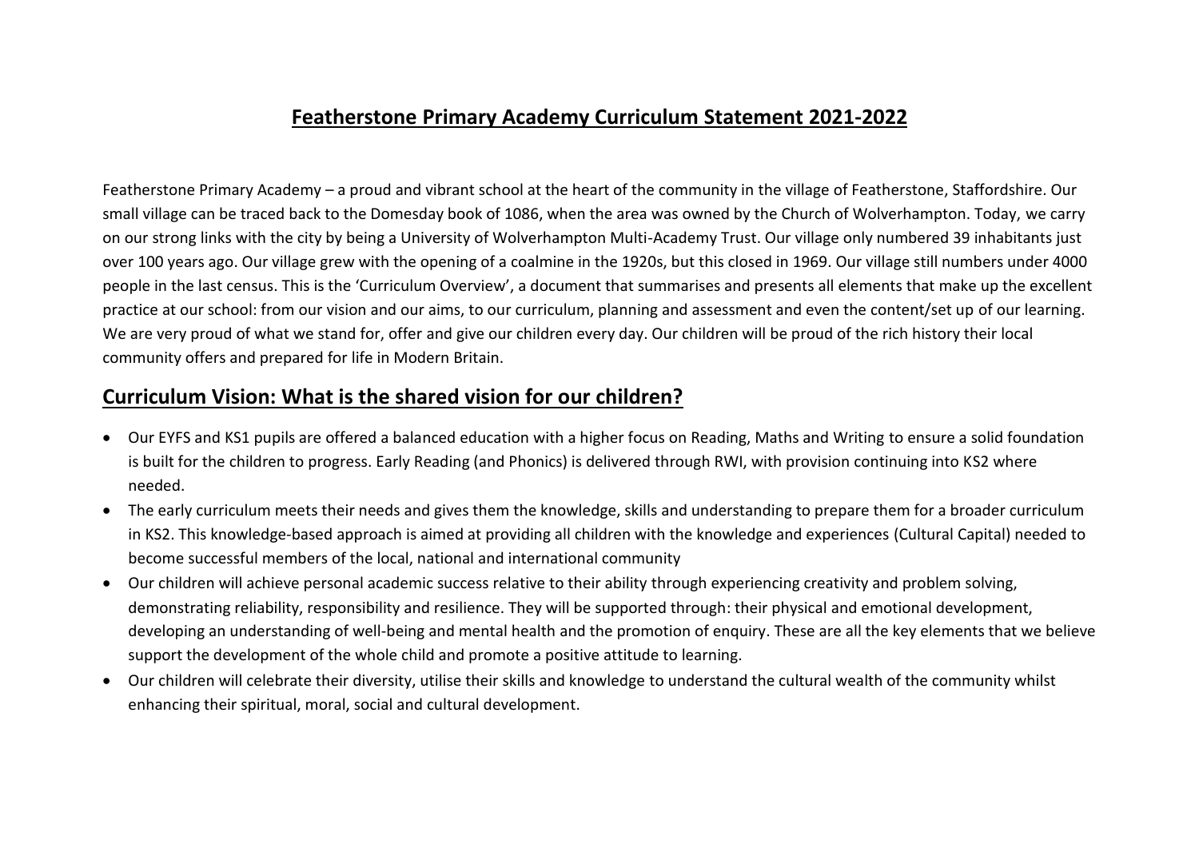# Featherstone Primary Academy Curriculum Statement 2021-2022

Featherstone Primary Academy – a proud and vibrant school at the heart of the community in the village of Featherstone, Staffordshire. Our small village can be traced back to the Domesday book of 1086, when the area was owned by the Church of Wolverhampton. Today, we carry on our strong links with the city by being a University of Wolverhampton Multi-Academy Trust. Our village only numbered 39 inhabitants just over 100 years ago. Our village grew with the opening of a coalmine in the 1920s, but this closed in 1969. Our village still numbers under 4000 people in the last census. This is the 'Curriculum Overview', a document that summarises and presents all elements that make up the excellent practice at our school: from our vision and our aims, to our curriculum, planning and assessment and even the content/set up of our learning. We are very proud of what we stand for, offer and give our children every day. Our children will be proud of the rich history their local community offers and prepared for life in Modern Britain.

## Curriculum Vision: What is the shared vision for our children?

- Our EYFS and KS1 pupils are offered a balanced education with a higher focus on Reading, Maths and Writing to ensure a solid foundation is built for the children to progress. Early Reading (and Phonics) is delivered through RWI, with provision continuing into KS2 where needed.
- The early curriculum meets their needs and gives them the knowledge, skills and understanding to prepare them for a broader curriculum in KS2. This knowledge-based approach is aimed at providing all children with the knowledge and experiences (Cultural Capital) needed to become successful members of the local, national and international community
- Our children will achieve personal academic success relative to their ability through experiencing creativity and problem solving, demonstrating reliability, responsibility and resilience. They will be supported through: their physical and emotional development, developing an understanding of well-being and mental health and the promotion of enquiry. These are all the key elements that we believe support the development of the whole child and promote a positive attitude to learning.
- Our children will celebrate their diversity, utilise their skills and knowledge to understand the cultural wealth of the community whilst enhancing their spiritual, moral, social and cultural development.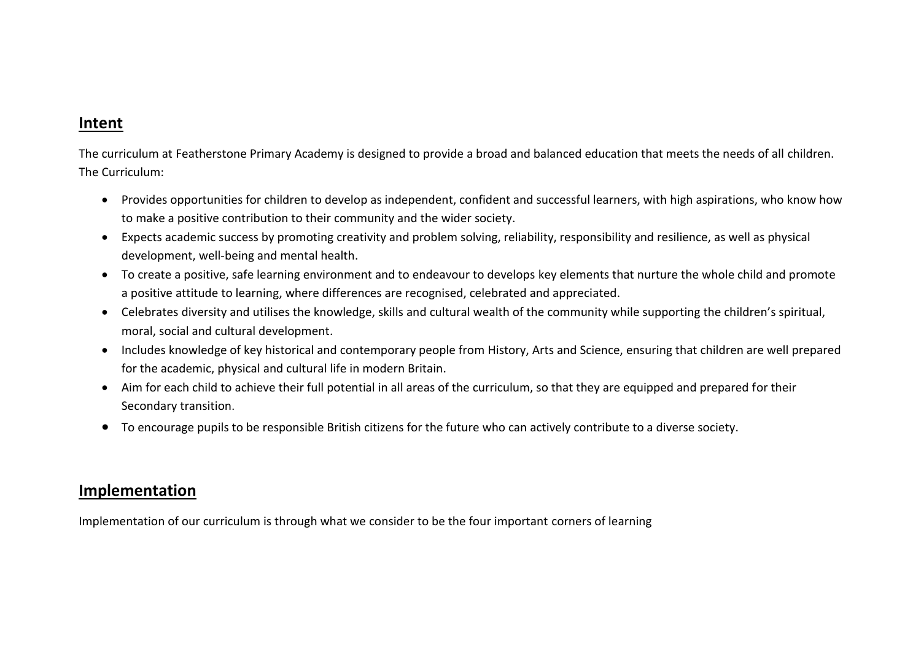## Intent

The curriculum at Featherstone Primary Academy is designed to provide a broad and balanced education that meets the needs of all children. The Curriculum:

- Provides opportunities for children to develop as independent, confident and successful learners, with high aspirations, who know how to make a positive contribution to their community and the wider society.
- Expects academic success by promoting creativity and problem solving, reliability, responsibility and resilience, as well as physical development, well-being and mental health.
- To create a positive, safe learning environment and to endeavour to develops key elements that nurture the whole child and promote a positive attitude to learning, where differences are recognised, celebrated and appreciated.
- Celebrates diversity and utilises the knowledge, skills and cultural wealth of the community while supporting the children's spiritual, moral, social and cultural development.
- Includes knowledge of key historical and contemporary people from History, Arts and Science, ensuring that children are well prepared for the academic, physical and cultural life in modern Britain.
- Aim for each child to achieve their full potential in all areas of the curriculum, so that they are equipped and prepared for their Secondary transition.
- To encourage pupils to be responsible British citizens for the future who can actively contribute to a diverse society.

## Implementation

Implementation of our curriculum is through what we consider to be the four important corners of learning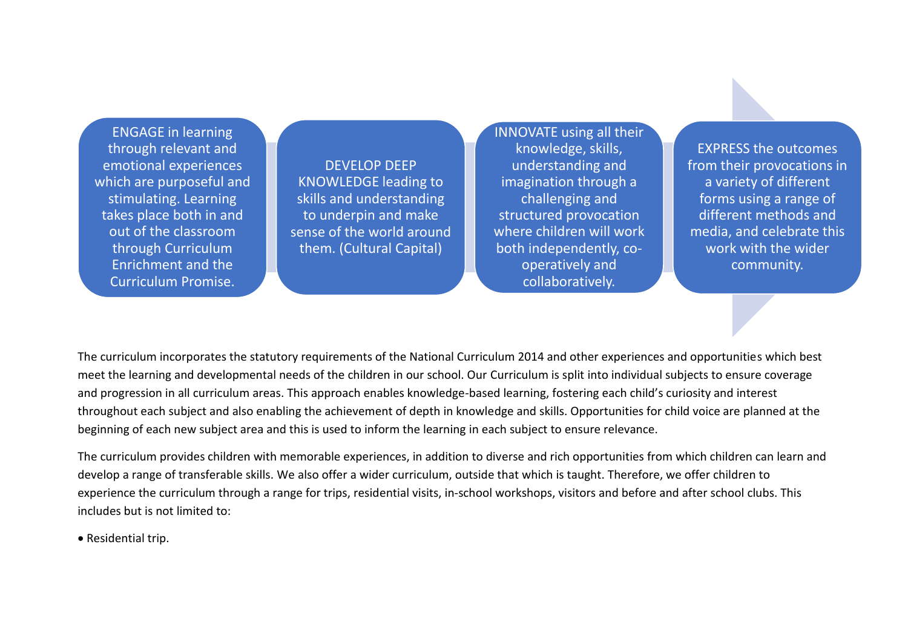ENGAGE in learning through relevant and emotional experiences which are purposeful and stimulating. Learning takes place both in and out of the classroom through Curriculum Enrichment and the Curriculum Promise.

DEVELOP DEEP KNOWLEDGE leading to skills and understanding to underpin and make sense of the world around them. (Cultural Capital)

INNOVATE using all their knowledge, skills, understanding and imagination through a challenging and structured provocation where children will work both independently, co-operatively and collaboratively.

EXPRESS the outcomes from their provocations in a variety of different forms using a range of different methods and media, and celebrate this work with the wider community.

The curriculum incorporates the statutory requirements of the National Curriculum 2014 and other experiences and opportunities which best meet the learning and developmental needs of the children in our school. Our Curriculum is split into individual subjects to ensure coverage and progression in all curriculum areas. This approach enables knowledge-based learning, fostering each child's curiosity and interest throughout each subject and also enabling the achievement of depth in knowledge and skills. Opportunities for child voice are planned at the beginning of each new subject area and this is used to inform the learning in each subject to ensure relevance.

The curriculum provides children with memorable experiences, in addition to diverse and rich opportunities from which children can learn and develop a range of transferable skills. We also offer a wider curriculum, outside that which is taught. Therefore, we offer children to experience the curriculum through a range for trips, residential visits, in-school workshops, visitors and before and after school clubs. This includes but is not limited to:

- Residential trip.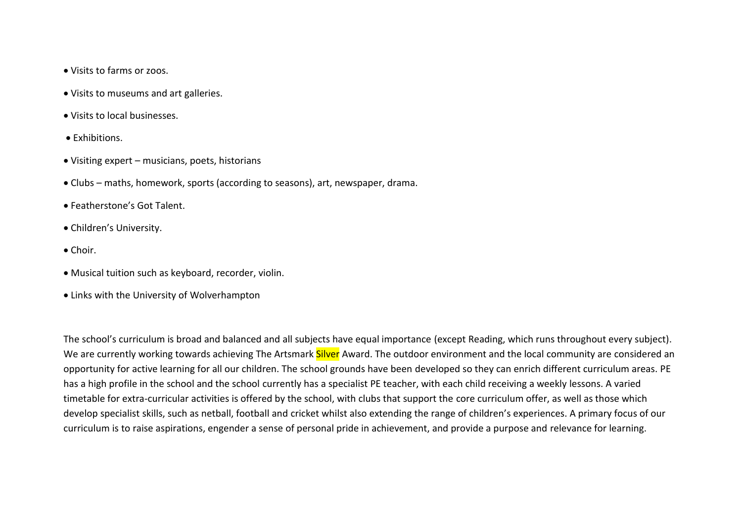- Visits to farms or zoos.
- Visits to museums and art galleries.
- Visits to local businesses.
- Exhibitions.
- Visiting expert – musicians, poets, historians
- Clubs – maths, homework, sports (according to seasons), art, newspaper, drama.
- Featherstone's Got Talent.
- Children's University.
- Choir.
- Musical tuition such as keyboard, recorder, violin.
- Links with the University of Wolverhampton

The school's curriculum is broad and balanced and all subjects have equal importance (except Reading, which runs throughout every subject). We are currently working towards achieving The Artsmark Silver Award. The outdoor environment and the local community are considered an opportunity for active learning for all our children. The school grounds have been developed so they can enrich different curriculum areas. PE has a high profile in the school and the school currently has a specialist PE teacher, with each child receiving a weekly lessons. A varied timetable for extra-curricular activities is offered by the school, with clubs that support the core curriculum offer, as well as those which develop specialist skills, such as netball, football and cricket whilst also extending the range of children's experiences. A primary focus of our curriculum is to raise aspirations, engender a sense of personal pride in achievement, and provide a purpose and relevance for learning.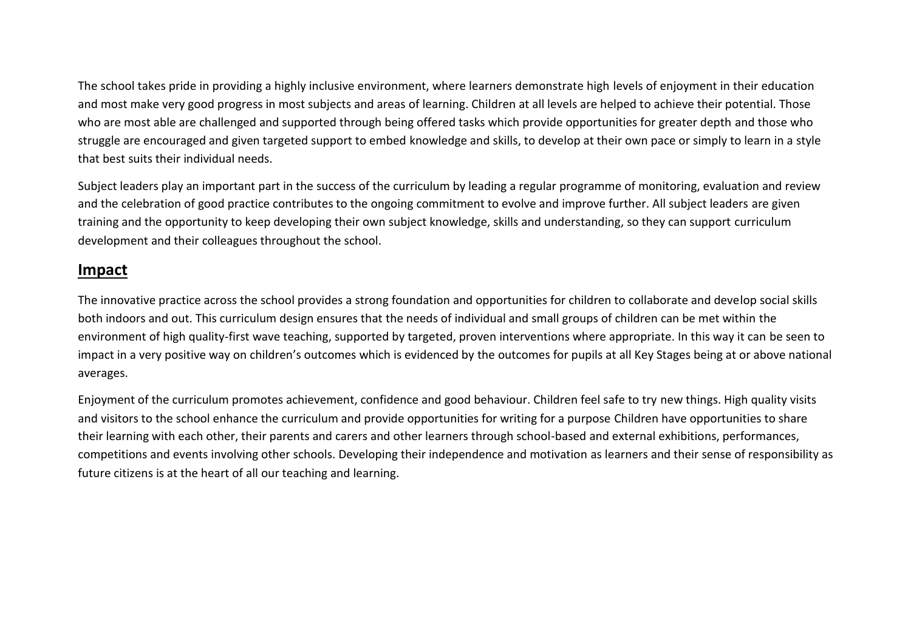The school takes pride in providing a highly inclusive environment, where learners demonstrate high levels of enjoyment in their education and most make very good progress in most subjects and areas of learning. Children at all levels are helped to achieve their potential. Those who are most able are challenged and supported through being offered tasks which provide opportunities for greater depth and those who struggle are encouraged and given targeted support to embed knowledge and skills, to develop at their own pace or simply to learn in a style that best suits their individual needs.

Subject leaders play an important part in the success of the curriculum by leading a regular programme of monitoring, evaluation and review and the celebration of good practice contributes to the ongoing commitment to evolve and improve further. All subject leaders are given training and the opportunity to keep developing their own subject knowledge, skills and understanding, so they can support curriculum development and their colleagues throughout the school.

## Impact

The innovative practice across the school provides a strong foundation and opportunities for children to collaborate and develop social skills both indoors and out. This curriculum design ensures that the needs of individual and small groups of children can be met within the environment of high quality-first wave teaching, supported by targeted, proven interventions where appropriate. In this way it can be seen to impact in a very positive way on children's outcomes which is evidenced by the outcomes for pupils at all Key Stages being at or above national averages.

Enjoyment of the curriculum promotes achievement, confidence and good behaviour. Children feel safe to try new things. High quality visits and visitors to the school enhance the curriculum and provide opportunities for writing for a purpose Children have opportunities to share their learning with each other, their parents and carers and other learners through school-based and external exhibitions, performances, competitions and events involving other schools. Developing their independence and motivation as learners and their sense of responsibility as future citizens is at the heart of all our teaching and learning.